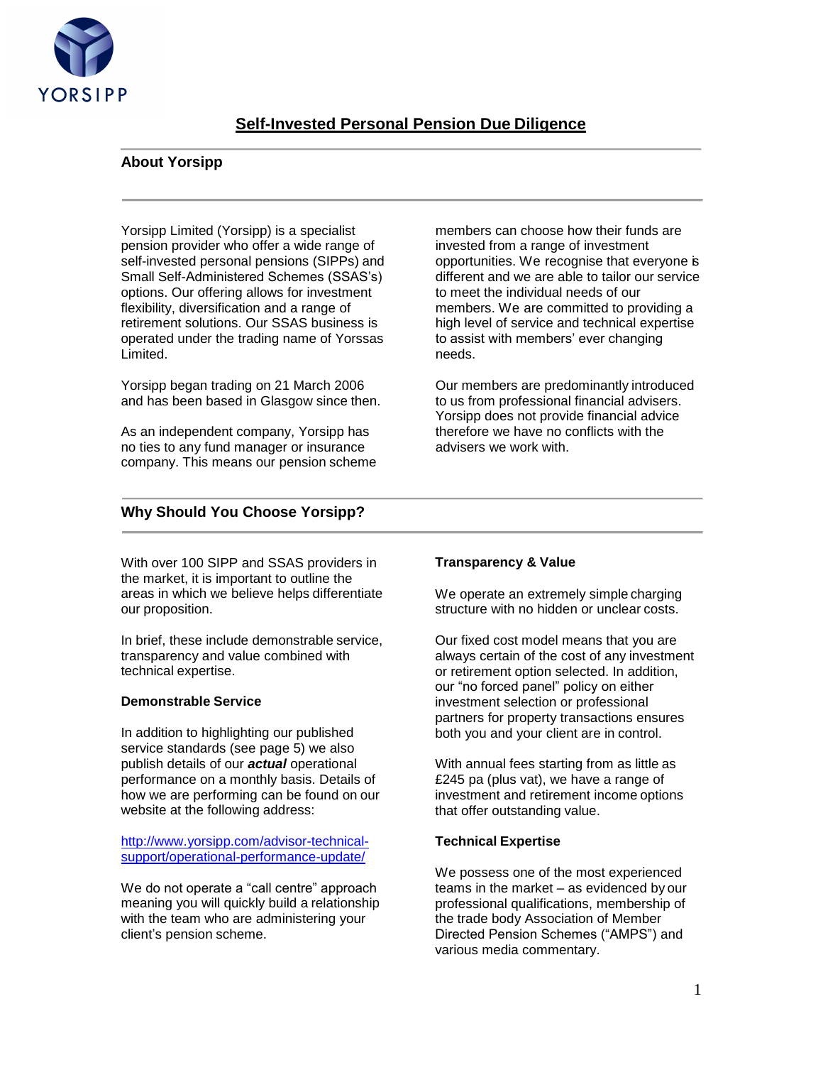# Self-Invested Personal Pension Due Diligence

## About Yorsipp

Yorsipp Limited (Yorsipp) is a specialist pension provider who offer a wide range of self-invested personal pensions (SIPPs) and Small Self-Administered Schemes (SSAS's) options. Our offering allows for investment flexibility, diversification and a range of retirement solutions. Our SSAS business is operated under the trading name of Yorssas Limited.

Yorsipp began trading on 21 March 2006 and has been based in Glasgow since then.

As an independent company, Yorsipp has no ties to any fund manager or insurance company. This means our pension scheme members can choose how their funds are invested from a range of investment opportunities. We recognise that everyone is different and we are able to tailor our service to meet the individual needs of our members. We are committed to providing a high level of service and technical expertise to assist with members' ever changing needs.

Our members are predominantly introduced to us from professional financial advisers. Yorsipp does not provide financial advice therefore we have no conflicts with the advisers we work with.

## Why Should You Choose Yorsipp?

With over 100 SIPP and SSAS providers in the market, it is important to outline the areas in which we believe helps differentiate our proposition.

In brief, these include demonstrable service, transparency and value combined with technical expertise.

### Demonstrable Service

In addition to highlighting our published service standards (see page 5) we also publish details of our ***actual*** operational performance on a monthly basis. Details of how we are performing can be found on our website at the following address:

[http://www.yorsipp.com/advisor-technical-support/operational-performance-update/](http://www.yorsipp.com/advisor-technical-support/operational-performance-update/)

We do not operate a "call centre" approach meaning you will quickly build a relationship with the team who are administering your client's pension scheme.

### Transparency & Value

We operate an extremely simple charging structure with no hidden or unclear costs.

Our fixed cost model means that you are always certain of the cost of any investment or retirement option selected. In addition, our "no forced panel" policy on either investment selection or professional partners for property transactions ensures both you and your client are in control.

With annual fees starting from as little as £245 pa (plus vat), we have a range of investment and retirement income options that offer outstanding value.

### Technical Expertise

We possess one of the most experienced teams in the market – as evidenced by our professional qualifications, membership of the trade body Association of Member Directed Pension Schemes ("AMPS") and various media commentary.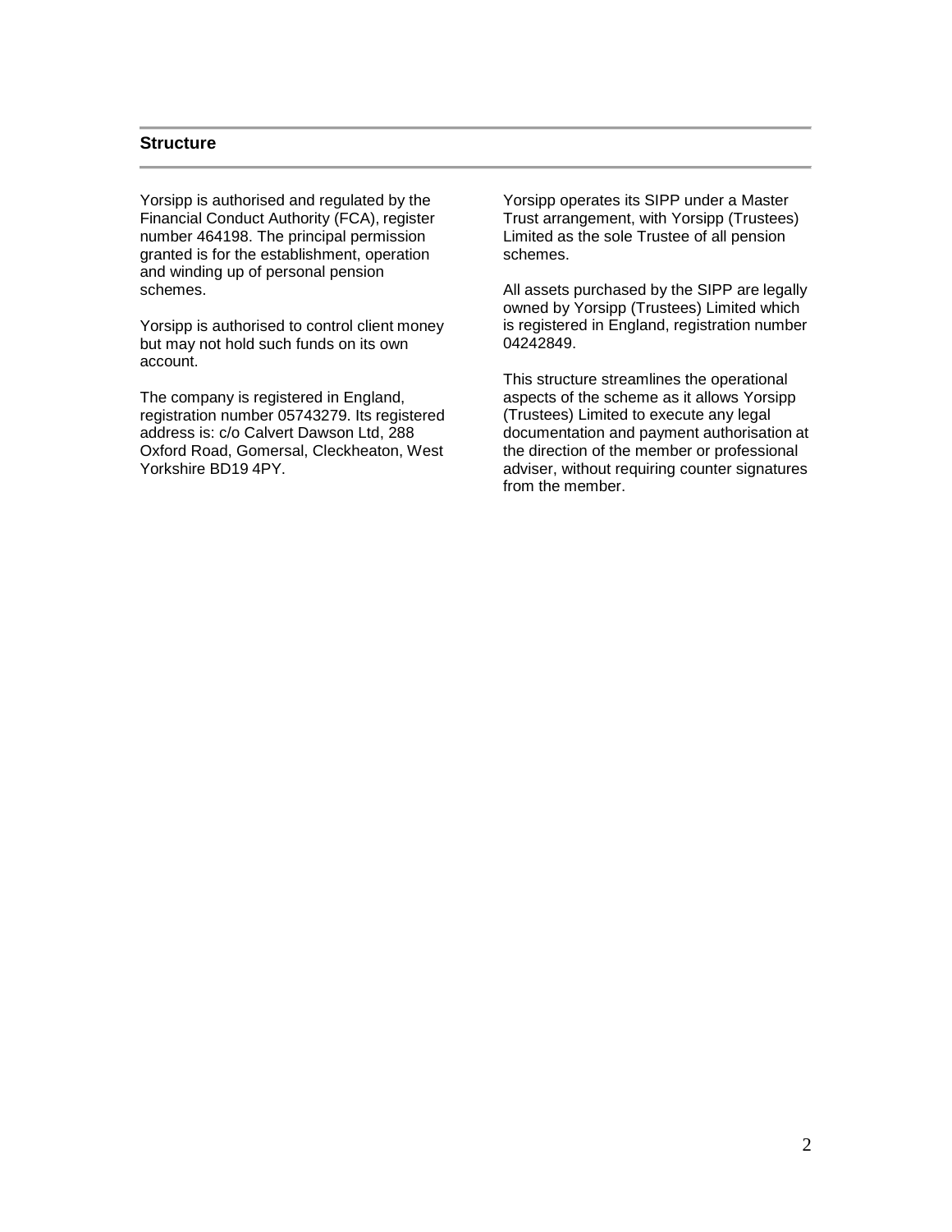## Structure

Yorsipp is authorised and regulated by the Financial Conduct Authority (FCA), register number 464198. The principal permission granted is for the establishment, operation and winding up of personal pension schemes.

Yorsipp is authorised to control client money but may not hold such funds on its own account.

The company is registered in England, registration number 05743279. Its registered address is: c/o Calvert Dawson Ltd, 288 Oxford Road, Gomersal, Cleckheaton, West Yorkshire BD19 4PY.

Yorsipp operates its SIPP under a Master Trust arrangement, with Yorsipp (Trustees) Limited as the sole Trustee of all pension schemes.

All assets purchased by the SIPP are legally owned by Yorsipp (Trustees) Limited which is registered in England, registration number 04242849.

This structure streamlines the operational aspects of the scheme as it allows Yorsipp (Trustees) Limited to execute any legal documentation and payment authorisation at the direction of the member or professional adviser, without requiring counter signatures from the member.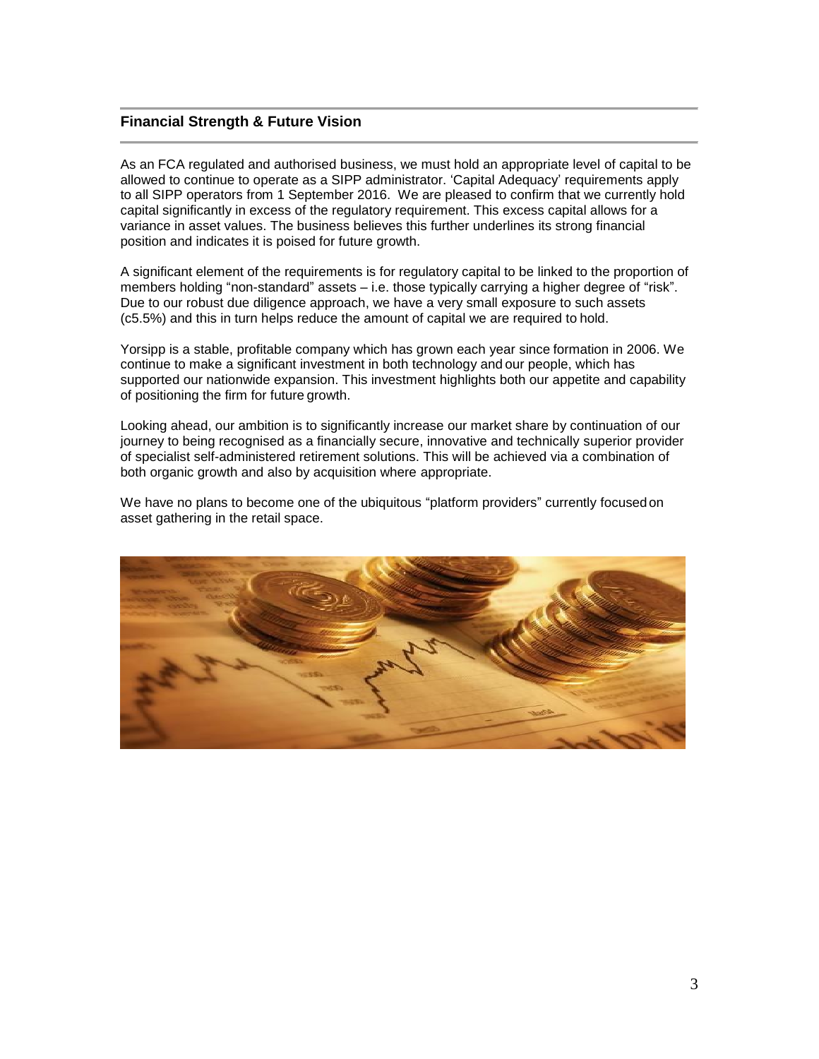## Financial Strength & Future Vision

As an FCA regulated and authorised business, we must hold an appropriate level of capital to be allowed to continue to operate as a SIPP administrator. 'Capital Adequacy' requirements apply to all SIPP operators from 1 September 2016. We are pleased to confirm that we currently hold capital significantly in excess of the regulatory requirement. This excess capital allows for a variance in asset values. The business believes this further underlines its strong financial position and indicates it is poised for future growth.

A significant element of the requirements is for regulatory capital to be linked to the proportion of members holding "non-standard" assets – i.e. those typically carrying a higher degree of "risk". Due to our robust due diligence approach, we have a very small exposure to such assets (c5.5%) and this in turn helps reduce the amount of capital we are required to hold.

Yorsipp is a stable, profitable company which has grown each year since formation in 2006. We continue to make a significant investment in both technology and our people, which has supported our nationwide expansion. This investment highlights both our appetite and capability of positioning the firm for future growth.

Looking ahead, our ambition is to significantly increase our market share by continuation of our journey to being recognised as a financially secure, innovative and technically superior provider of specialist self-administered retirement solutions. This will be achieved via a combination of both organic growth and also by acquisition where appropriate.

We have no plans to become one of the ubiquitous "platform providers" currently focused on asset gathering in the retail space.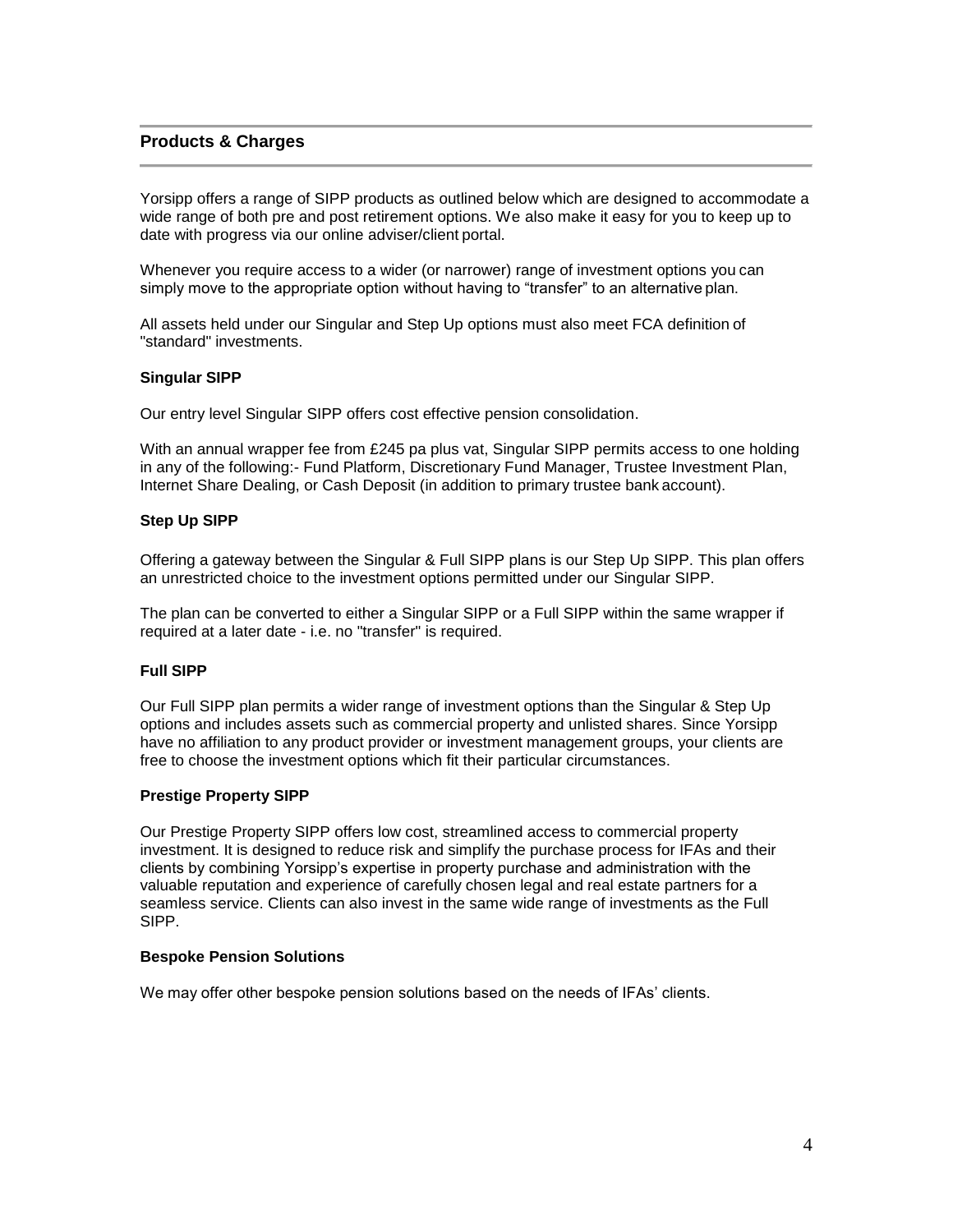## Products & Charges

Yorsipp offers a range of SIPP products as outlined below which are designed to accommodate a wide range of both pre and post retirement options. We also make it easy for you to keep up to date with progress via our online adviser/client portal.

Whenever you require access to a wider (or narrower) range of investment options you can simply move to the appropriate option without having to "transfer" to an alternative plan.

All assets held under our Singular and Step Up options must also meet FCA definition of "standard" investments.

### Singular SIPP

Our entry level Singular SIPP offers cost effective pension consolidation.

With an annual wrapper fee from £245 pa plus vat, Singular SIPP permits access to one holding in any of the following:- Fund Platform, Discretionary Fund Manager, Trustee Investment Plan, Internet Share Dealing, or Cash Deposit (in addition to primary trustee bank account).

### Step Up SIPP

Offering a gateway between the Singular & Full SIPP plans is our Step Up SIPP. This plan offers an unrestricted choice to the investment options permitted under our Singular SIPP.

The plan can be converted to either a Singular SIPP or a Full SIPP within the same wrapper if required at a later date - i.e. no "transfer" is required.

### Full SIPP

Our Full SIPP plan permits a wider range of investment options than the Singular & Step Up options and includes assets such as commercial property and unlisted shares. Since Yorsipp have no affiliation to any product provider or investment management groups, your clients are free to choose the investment options which fit their particular circumstances.

### Prestige Property SIPP

Our Prestige Property SIPP offers low cost, streamlined access to commercial property investment. It is designed to reduce risk and simplify the purchase process for IFAs and their clients by combining Yorsipp's expertise in property purchase and administration with the valuable reputation and experience of carefully chosen legal and real estate partners for a seamless service. Clients can also invest in the same wide range of investments as the Full SIPP.

### Bespoke Pension Solutions

We may offer other bespoke pension solutions based on the needs of IFAs' clients.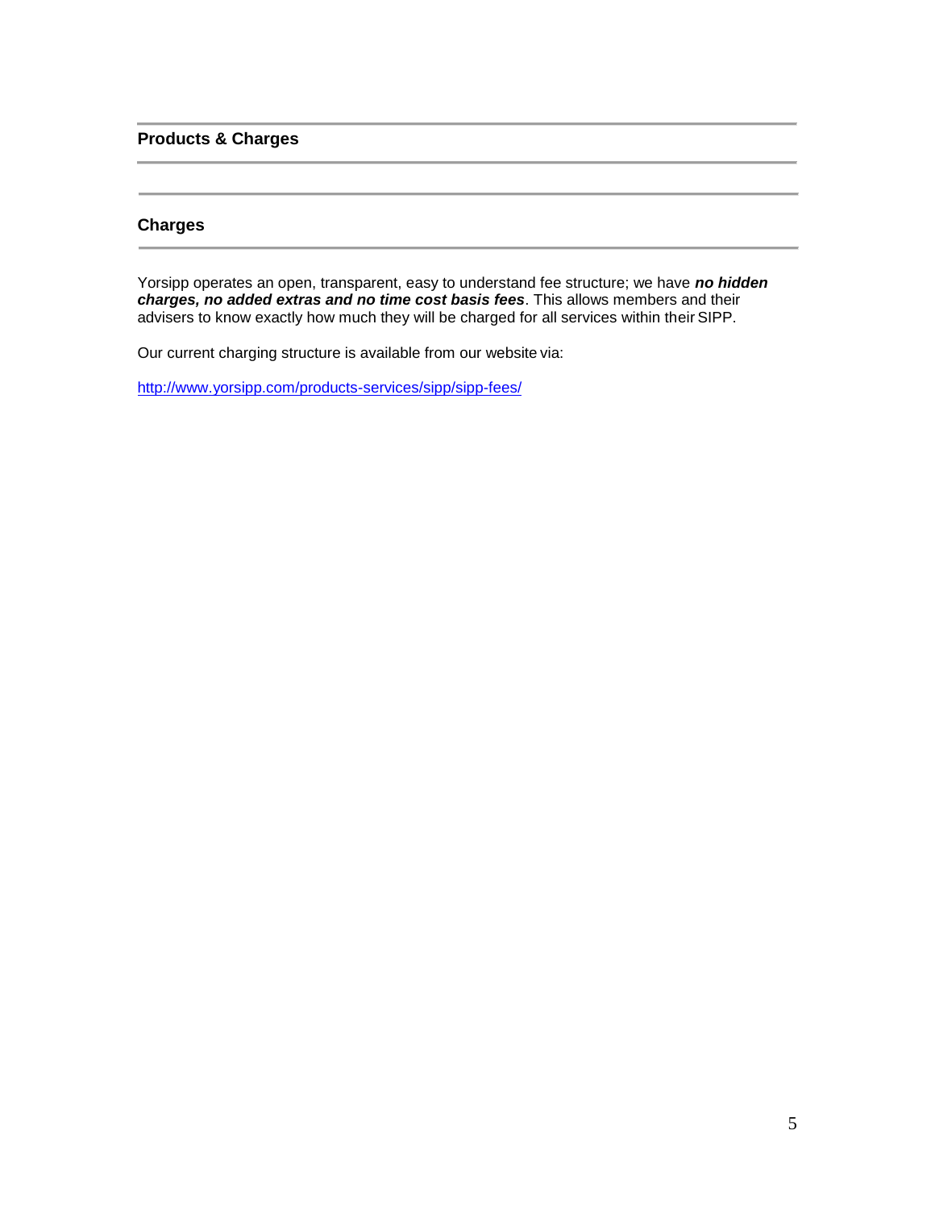## Products & Charges

### Charges

Yorsipp operates an open, transparent, easy to understand fee structure; we have ***no hidden charges, no added extras and no time cost basis fees***. This allows members and their advisers to know exactly how much they will be charged for all services within their SIPP.

Our current charging structure is available from our website via:

http://www.yorsipp.com/products-services/sipp/sipp-fees/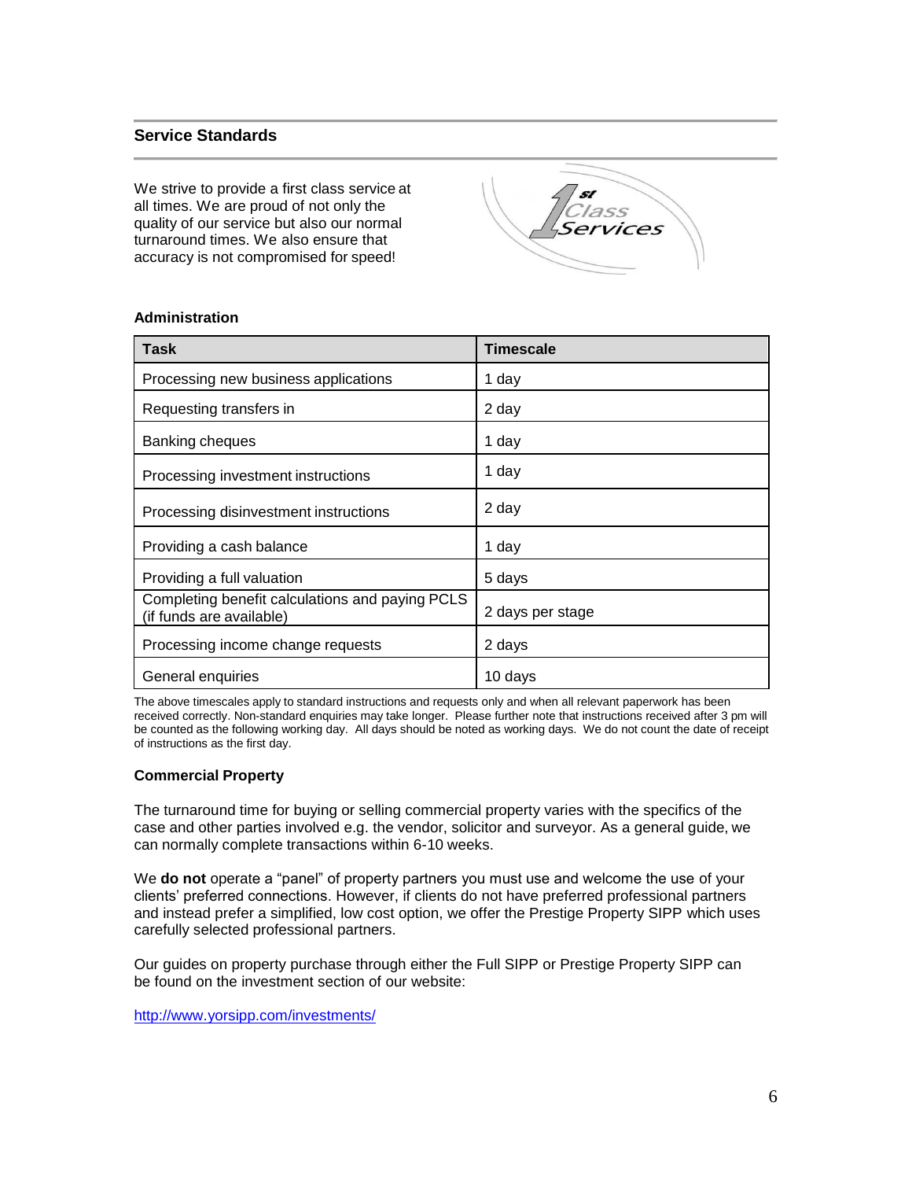## Service Standards

We strive to provide a first class service at all times. We are proud of not only the quality of our service but also our normal turnaround times. We also ensure that accuracy is not compromised for speed!

### Administration

| Task | Timescale |
| --- | --- |
| Processing new business applications | 1 day |
| Requesting transfers in | 2 day |
| Banking cheques | 1 day |
| Processing investment instructions | 1 day |
| Processing disinvestment instructions | 2 day |
| Providing a cash balance | 1 day |
| Providing a full valuation | 5 days |
| Completing benefit calculations and paying PCLS (if funds are available) | 2 days per stage |
| Processing income change requests | 2 days |
| General enquiries | 10 days |

The above timescales apply to standard instructions and requests only and when all relevant paperwork has been received correctly. Non-standard enquiries may take longer. Please further note that instructions received after 3 pm will be counted as the following working day. All days should be noted as working days. We do not count the date of receipt of instructions as the first day.

### Commercial Property

The turnaround time for buying or selling commercial property varies with the specifics of the case and other parties involved e.g. the vendor, solicitor and surveyor. As a general guide, we can normally complete transactions within 6-10 weeks.

We **do not** operate a "panel" of property partners you must use and welcome the use of your clients' preferred connections. However, if clients do not have preferred professional partners and instead prefer a simplified, low cost option, we offer the Prestige Property SIPP which uses carefully selected professional partners.

Our guides on property purchase through either the Full SIPP or Prestige Property SIPP can be found on the investment section of our website:

http://www.yorsipp.com/investments/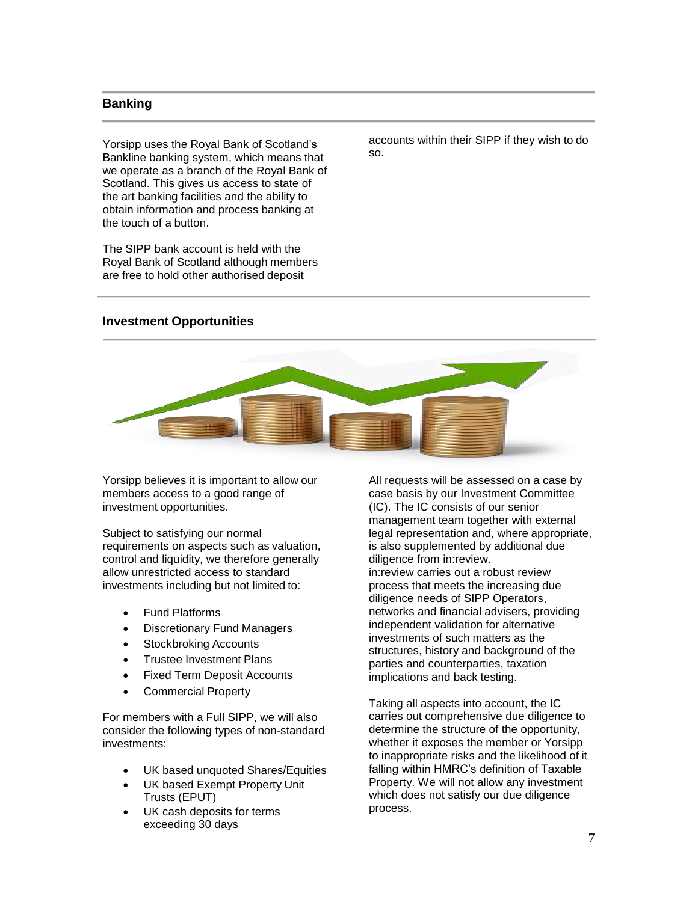## Banking

Yorsipp uses the Royal Bank of Scotland's Bankline banking system, which means that we operate as a branch of the Royal Bank of Scotland. This gives us access to state of the art banking facilities and the ability to obtain information and process banking at the touch of a button.

The SIPP bank account is held with the Royal Bank of Scotland although members are free to hold other authorised deposit accounts within their SIPP if they wish to do so.

## Investment Opportunities

Yorsipp believes it is important to allow our members access to a good range of investment opportunities.

Subject to satisfying our normal requirements on aspects such as valuation, control and liquidity, we therefore generally allow unrestricted access to standard investments including but not limited to:

- Fund Platforms
- Discretionary Fund Managers
- Stockbroking Accounts
- Trustee Investment Plans
- Fixed Term Deposit Accounts
- Commercial Property

For members with a Full SIPP, we will also consider the following types of non-standard investments:

- UK based unquoted Shares/Equities
- UK based Exempt Property Unit Trusts (EPUT)
- UK cash deposits for terms exceeding 30 days

All requests will be assessed on a case by case basis by our Investment Committee (IC). The IC consists of our senior management team together with external legal representation and, where appropriate, is also supplemented by additional due diligence from in:review.
in:review carries out a robust review process that meets the increasing due diligence needs of SIPP Operators, networks and financial advisers, providing independent validation for alternative investments of such matters as the structures, history and background of the parties and counterparties, taxation implications and back testing.

Taking all aspects into account, the IC carries out comprehensive due diligence to determine the structure of the opportunity, whether it exposes the member or Yorsipp to inappropriate risks and the likelihood of it falling within HMRC's definition of Taxable Property. We will not allow any investment which does not satisfy our due diligence process.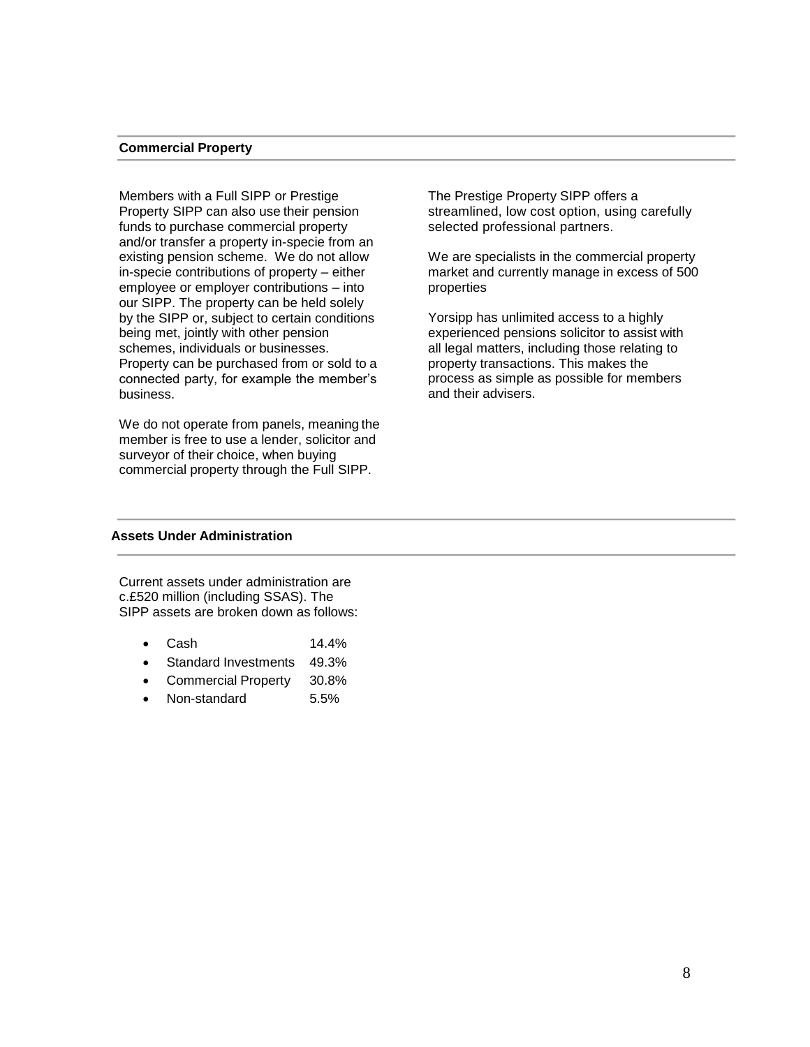## Commercial Property

Members with a Full SIPP or Prestige Property SIPP can also use their pension funds to purchase commercial property and/or transfer a property in-specie from an existing pension scheme. We do not allow in-specie contributions of property – either employee or employer contributions – into our SIPP. The property can be held solely by the SIPP or, subject to certain conditions being met, jointly with other pension schemes, individuals or businesses. Property can be purchased from or sold to a connected party, for example the member's business.

We do not operate from panels, meaning the member is free to use a lender, solicitor and surveyor of their choice, when buying commercial property through the Full SIPP.

The Prestige Property SIPP offers a streamlined, low cost option, using carefully selected professional partners.

We are specialists in the commercial property market and currently manage in excess of 500 properties

Yorsipp has unlimited access to a highly experienced pensions solicitor to assist with all legal matters, including those relating to property transactions. This makes the process as simple as possible for members and their advisers.

## Assets Under Administration

Current assets under administration are c.£520 million (including SSAS). The SIPP assets are broken down as follows:

- Cash 14.4%
- Standard Investments 49.3%
- Commercial Property 30.8%
- Non-standard 5.5%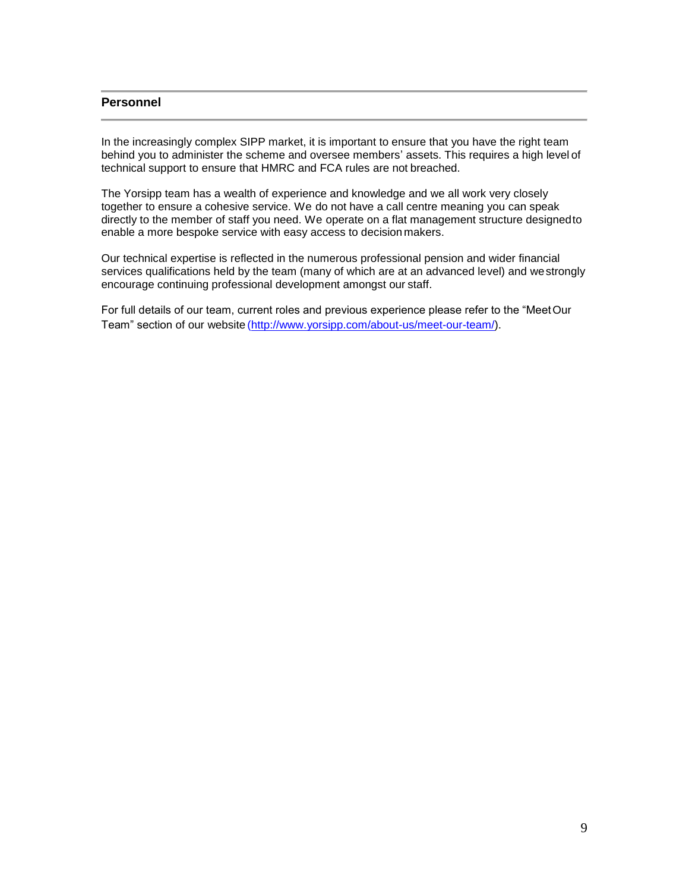## Personnel

In the increasingly complex SIPP market, it is important to ensure that you have the right team behind you to administer the scheme and oversee members' assets. This requires a high level of technical support to ensure that HMRC and FCA rules are not breached.

The Yorsipp team has a wealth of experience and knowledge and we all work very closely together to ensure a cohesive service. We do not have a call centre meaning you can speak directly to the member of staff you need. We operate on a flat management structure designed to enable a more bespoke service with easy access to decision makers.

Our technical expertise is reflected in the numerous professional pension and wider financial services qualifications held by the team (many of which are at an advanced level) and we strongly encourage continuing professional development amongst our staff.

For full details of our team, current roles and previous experience please refer to the "Meet Our Team" section of our website (http://www.yorsipp.com/about-us/meet-our-team/).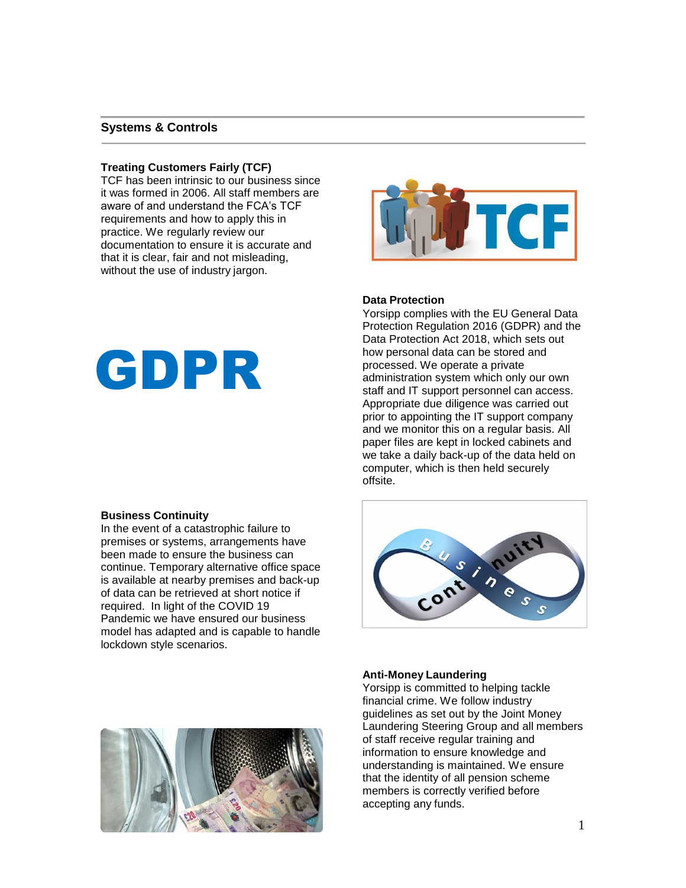## Systems & Controls

**Treating Customers Fairly (TCF)**
TCF has been intrinsic to our business since it was formed in 2006. All staff members are aware of and understand the FCA's TCF requirements and how to apply this in practice. We regularly review our documentation to ensure it is accurate and that it is clear, fair and not misleading, without the use of industry jargon.

**Data Protection**
Yorsipp complies with the EU General Data Protection Regulation 2016 (GDPR) and the Data Protection Act 2018, which sets out how personal data can be stored and processed. We operate a private administration system which only our own staff and IT support personnel can access. Appropriate due diligence was carried out prior to appointing the IT support company and we monitor this on a regular basis. All paper files are kept in locked cabinets and we take a daily back-up of the data held on computer, which is then held securely offsite.

**Business Continuity**
In the event of a catastrophic failure to premises or systems, arrangements have been made to ensure the business can continue. Temporary alternative office space is available at nearby premises and back-up of data can be retrieved at short notice if required. In light of the COVID 19 Pandemic we have ensured our business model has adapted and is capable to handle lockdown style scenarios.

**Anti-Money Laundering**
Yorsipp is committed to helping tackle financial crime. We follow industry guidelines as set out by the Joint Money Laundering Steering Group and all members of staff receive regular training and information to ensure knowledge and understanding is maintained. We ensure that the identity of all pension scheme members is correctly verified before accepting any funds.